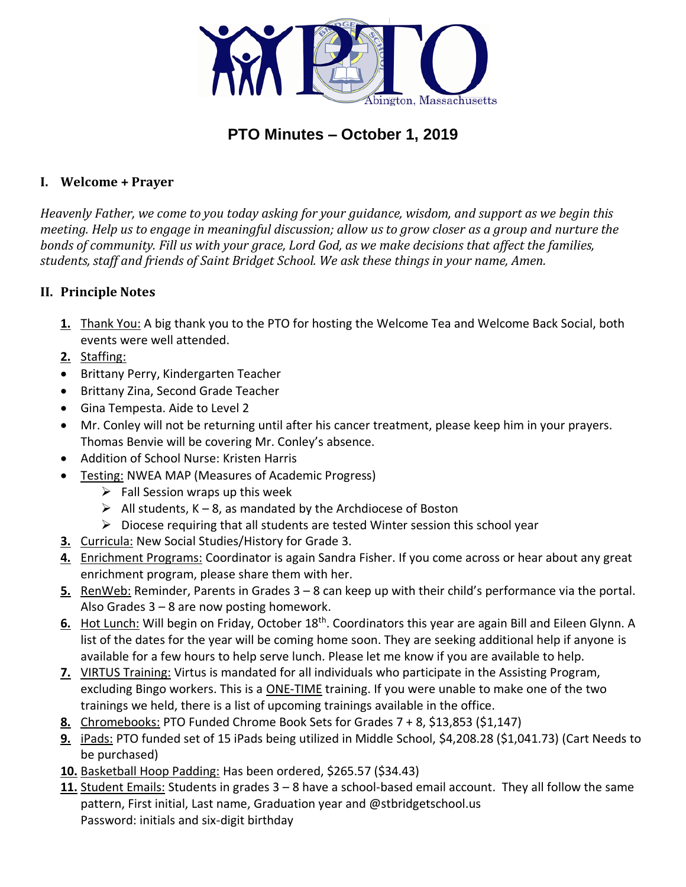# PTO Minutes – October 1, 2019

## I. Welcome + Prayer

*Heavenly Father, we come to you today asking for your guidance, wisdom, and support as we begin this meeting. Help us to engage in meaningful discussion; allow us to grow closer as a group and nurture the bonds of community. Fill us with your grace, Lord God, as we make decisions that affect the families, students, staff and friends of Saint Bridget School. We ask these things in your name, Amen.*

## II. Principle Notes

1. Thank You: A big thank you to the PTO for hosting the Welcome Tea and Welcome Back Social, both events were well attended.
2. Staffing:
   - Brittany Perry, Kindergarten Teacher
   - Brittany Zina, Second Grade Teacher
   - Gina Tempesta. Aide to Level 2
   - Mr. Conley will not be returning until after his cancer treatment, please keep him in your prayers. Thomas Benvie will be covering Mr. Conley's absence.
   - Addition of School Nurse: Kristen Harris
   - Testing: NWEA MAP (Measures of Academic Progress)
     - Fall Session wraps up this week
     - All students, K – 8, as mandated by the Archdiocese of Boston
     - Diocese requiring that all students are tested Winter session this school year
3. Curricula: New Social Studies/History for Grade 3.
4. Enrichment Programs: Coordinator is again Sandra Fisher. If you come across or hear about any great enrichment program, please share them with her.
5. RenWeb: Reminder, Parents in Grades 3 – 8 can keep up with their child's performance via the portal. Also Grades 3 – 8 are now posting homework.
6. Hot Lunch: Will begin on Friday, October 18th. Coordinators this year are again Bill and Eileen Glynn. A list of the dates for the year will be coming home soon. They are seeking additional help if anyone is available for a few hours to help serve lunch. Please let me know if you are available to help.
7. VIRTUS Training: Virtus is mandated for all individuals who participate in the Assisting Program, excluding Bingo workers. This is a ONE-TIME training. If you were unable to make one of the two trainings we held, there is a list of upcoming trainings available in the office.
8. Chromebooks: PTO Funded Chrome Book Sets for Grades 7 + 8, $13,853 ($1,147)
9. iPads: PTO funded set of 15 iPads being utilized in Middle School, $4,208.28 ($1,041.73) (Cart Needs to be purchased)
10. Basketball Hoop Padding: Has been ordered, $265.57 ($34.43)
11. Student Emails: Students in grades 3 – 8 have a school-based email account. They all follow the same pattern, First initial, Last name, Graduation year and @stbridgetschool.us
    Password: initials and six-digit birthday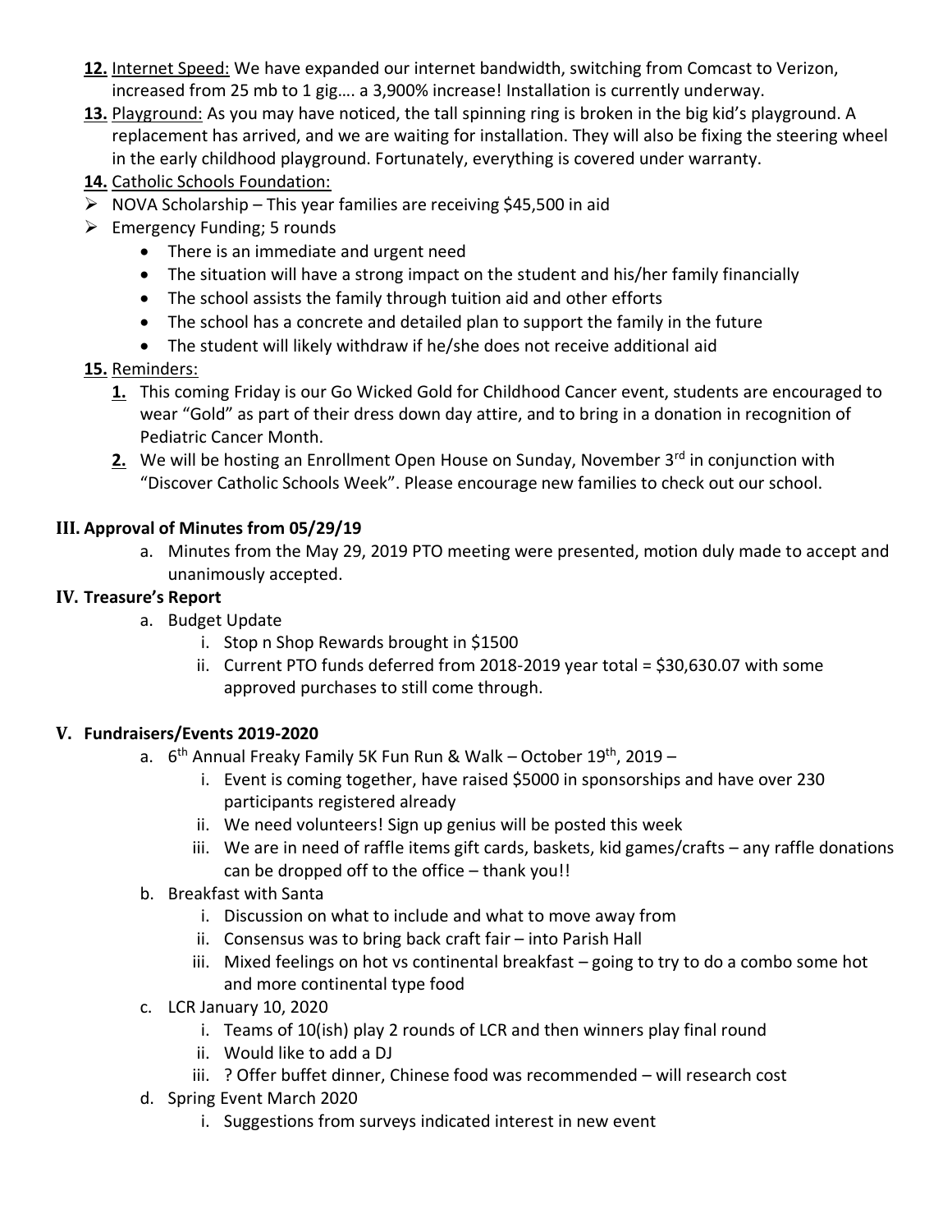**12.** Internet Speed: We have expanded our internet bandwidth, switching from Comcast to Verizon, increased from 25 mb to 1 gig…. a 3,900% increase! Installation is currently underway.

**13.** Playground: As you may have noticed, the tall spinning ring is broken in the big kid's playground. A replacement has arrived, and we are waiting for installation. They will also be fixing the steering wheel in the early childhood playground. Fortunately, everything is covered under warranty.

**14.** Catholic Schools Foundation:

- NOVA Scholarship – This year families are receiving $45,500 in aid
- Emergency Funding; 5 rounds
  - There is an immediate and urgent need
  - The situation will have a strong impact on the student and his/her family financially
  - The school assists the family through tuition aid and other efforts
  - The school has a concrete and detailed plan to support the family in the future
  - The student will likely withdraw if he/she does not receive additional aid

**15.** Reminders:

1. This coming Friday is our Go Wicked Gold for Childhood Cancer event, students are encouraged to wear "Gold" as part of their dress down day attire, and to bring in a donation in recognition of Pediatric Cancer Month.
2. We will be hosting an Enrollment Open House on Sunday, November 3rd in conjunction with "Discover Catholic Schools Week". Please encourage new families to check out our school.

## III. Approval of Minutes from 05/29/19

a. Minutes from the May 29, 2019 PTO meeting were presented, motion duly made to accept and unanimously accepted.

## IV. Treasure's Report

a. Budget Update
   i. Stop n Shop Rewards brought in $1500
   ii. Current PTO funds deferred from 2018-2019 year total = $30,630.07 with some approved purchases to still come through.

## V. Fundraisers/Events 2019-2020

a. 6th Annual Freaky Family 5K Fun Run & Walk – October 19th, 2019 –
   i. Event is coming together, have raised $5000 in sponsorships and have over 230 participants registered already
   ii. We need volunteers! Sign up genius will be posted this week
   iii. We are in need of raffle items gift cards, baskets, kid games/crafts – any raffle donations can be dropped off to the office – thank you!!

b. Breakfast with Santa
   i. Discussion on what to include and what to move away from
   ii. Consensus was to bring back craft fair – into Parish Hall
   iii. Mixed feelings on hot vs continental breakfast – going to try to do a combo some hot and more continental type food

c. LCR January 10, 2020
   i. Teams of 10(ish) play 2 rounds of LCR and then winners play final round
   ii. Would like to add a DJ
   iii. ? Offer buffet dinner, Chinese food was recommended – will research cost

d. Spring Event March 2020
   i. Suggestions from surveys indicated interest in new event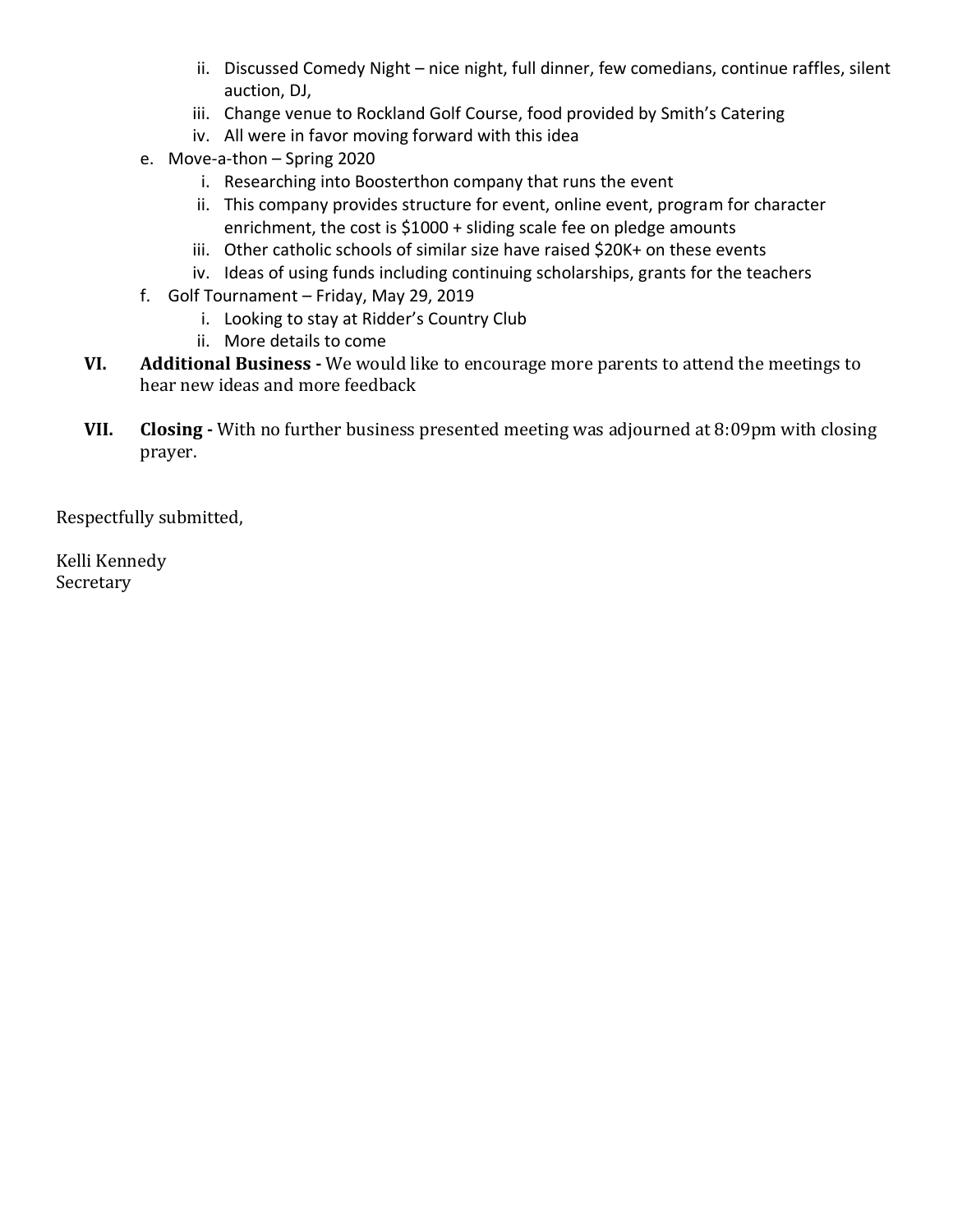- ii. Discussed Comedy Night – nice night, full dinner, few comedians, continue raffles, silent auction, DJ,
   - iii. Change venue to Rockland Golf Course, food provided by Smith's Catering
   - iv. All were in favor moving forward with this idea

- e. Move-a-thon – Spring 2020
   - i. Researching into Boosterthon company that runs the event
   - ii. This company provides structure for event, online event, program for character enrichment, the cost is $1000 + sliding scale fee on pledge amounts
   - iii. Other catholic schools of similar size have raised $20K+ on these events
   - iv. Ideas of using funds including continuing scholarships, grants for the teachers

- f. Golf Tournament – Friday, May 29, 2019
   - i. Looking to stay at Ridder's Country Club
   - ii. More details to come

**VI. Additional Business -** We would like to encourage more parents to attend the meetings to hear new ideas and more feedback

**VII. Closing -** With no further business presented meeting was adjourned at 8:09pm with closing prayer.

Respectfully submitted,

Kelli Kennedy
Secretary